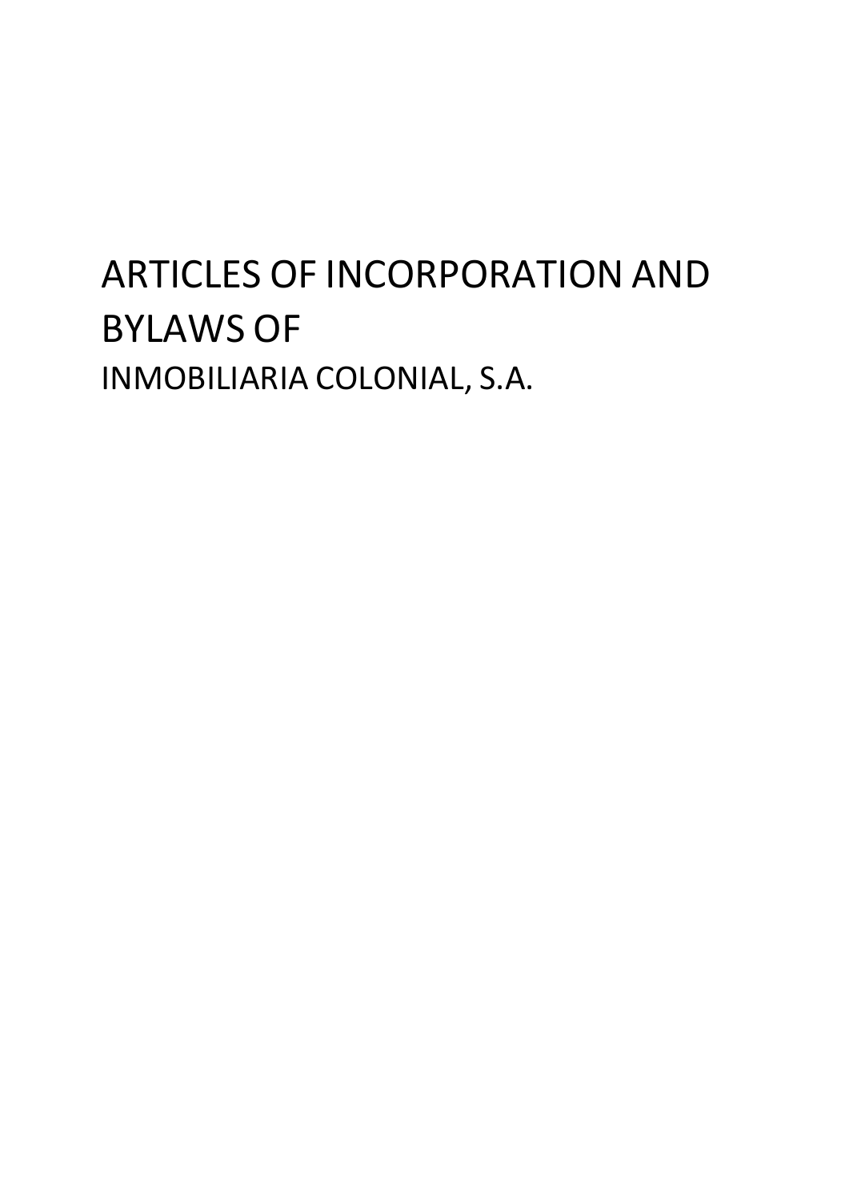# ARTICLES OF INCORPORATION AND BYLAWS OF

INMOBILIARIA COLONIAL, S.A.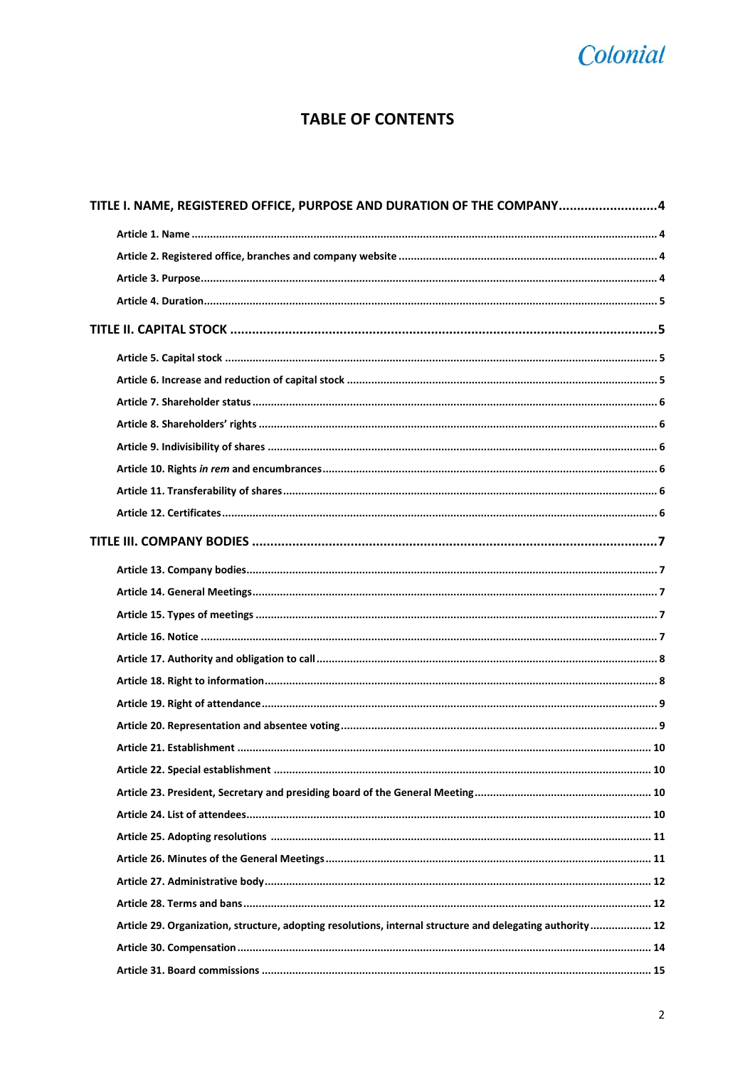# TABLE OF CONTENTS

**TITLE I. NAME, REGISTERED OFFICE, PURPOSE AND DURATION OF THE COMPANY....................4**

- **Article 1. Name** ........................................................ 4
- **Article 2. Registered office, branches and company website** ........................................................ 4
- **Article 3. Purpose** ........................................................ 4
- **Article 4. Duration** ........................................................ 5

**TITLE II. CAPITAL STOCK ........................................................ 5**

- **Article 5. Capital stock** ........................................................ 5
- **Article 6. Increase and reduction of capital stock** ........................................................ 5
- **Article 7. Shareholder status** ........................................................ 6
- **Article 8. Shareholders' rights** ........................................................ 6
- **Article 9. Indivisibility of shares** ........................................................ 6
- **Article 10. Rights *in rem* and encumbrances** ........................................................ 6
- **Article 11. Transferability of shares** ........................................................ 6
- **Article 12. Certificates** ........................................................ 6

**TITLE III. COMPANY BODIES ........................................................ 7**

- **Article 13. Company bodies** ........................................................ 7
- **Article 14. General Meetings** ........................................................ 7
- **Article 15. Types of meetings** ........................................................ 7
- **Article 16. Notice** ........................................................ 7
- **Article 17. Authority and obligation to call** ........................................................ 8
- **Article 18. Right to information** ........................................................ 8
- **Article 19. Right of attendance** ........................................................ 9
- **Article 20. Representation and absentee voting** ........................................................ 9
- **Article 21. Establishment** ........................................................ 10
- **Article 22. Special establishment** ........................................................ 10
- **Article 23. President, Secretary and presiding board of the General Meeting** ........................................................ 10
- **Article 24. List of attendees** ........................................................ 10
- **Article 25. Adopting resolutions** ........................................................ 11
- **Article 26. Minutes of the General Meetings** ........................................................ 11
- **Article 27. Administrative body** ........................................................ 12
- **Article 28. Terms and bans** ........................................................ 12
- **Article 29. Organization, structure, adopting resolutions, internal structure and delegating authority** .................... 12
- **Article 30. Compensation** ........................................................ 14
- **Article 31. Board commissions** ........................................................ 15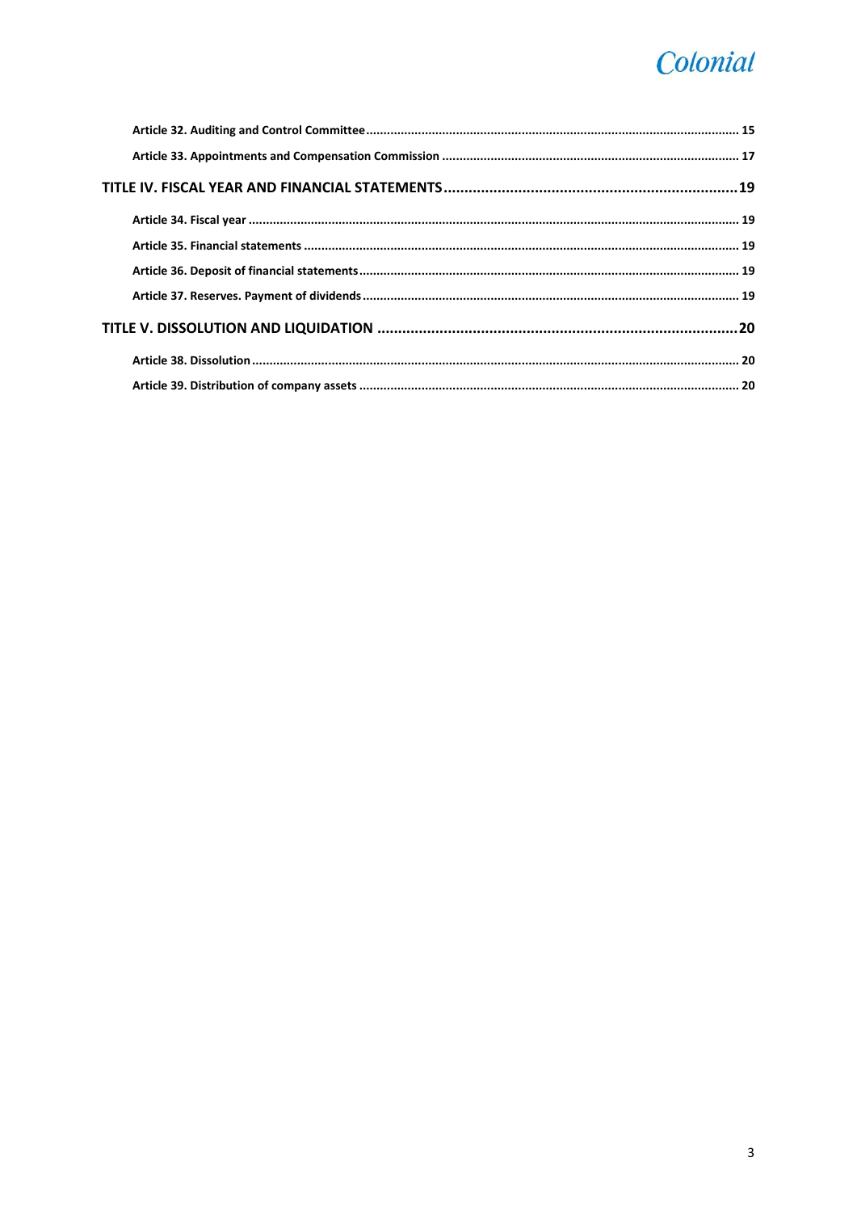Article 32. Auditing and Control Committee ... 15

Article 33. Appointments and Compensation Commission ... 17

TITLE IV. FISCAL YEAR AND FINANCIAL STATEMENTS ... 19

Article 34. Fiscal year ... 19

Article 35. Financial statements ... 19

Article 36. Deposit of financial statements ... 19

Article 37. Reserves. Payment of dividends ... 19

TITLE V. DISSOLUTION AND LIQUIDATION ... 20

Article 38. Dissolution ... 20

Article 39. Distribution of company assets ... 20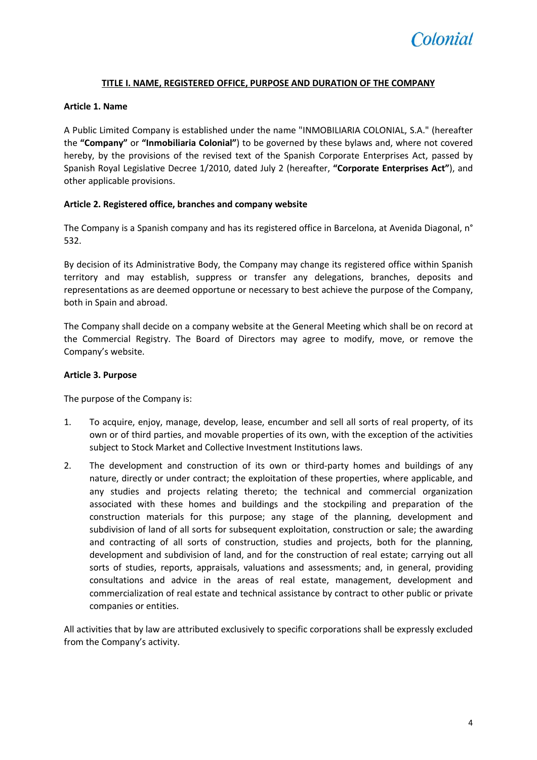## TITLE I. NAME, REGISTERED OFFICE, PURPOSE AND DURATION OF THE COMPANY

### Article 1. Name

A Public Limited Company is established under the name "INMOBILIARIA COLONIAL, S.A." (hereafter the **"Company"** or **"Inmobiliaria Colonial"**) to be governed by these bylaws and, where not covered hereby, by the provisions of the revised text of the Spanish Corporate Enterprises Act, passed by Spanish Royal Legislative Decree 1/2010, dated July 2 (hereafter, **"Corporate Enterprises Act"**), and other applicable provisions.

### Article 2. Registered office, branches and company website

The Company is a Spanish company and has its registered office in Barcelona, at Avenida Diagonal, n° 532.

By decision of its Administrative Body, the Company may change its registered office within Spanish territory and may establish, suppress or transfer any delegations, branches, deposits and representations as are deemed opportune or necessary to best achieve the purpose of the Company, both in Spain and abroad.

The Company shall decide on a company website at the General Meeting which shall be on record at the Commercial Registry. The Board of Directors may agree to modify, move, or remove the Company's website.

### Article 3. Purpose

The purpose of the Company is:

1. To acquire, enjoy, manage, develop, lease, encumber and sell all sorts of real property, of its own or of third parties, and movable properties of its own, with the exception of the activities subject to Stock Market and Collective Investment Institutions laws.
2. The development and construction of its own or third-party homes and buildings of any nature, directly or under contract; the exploitation of these properties, where applicable, and any studies and projects relating thereto; the technical and commercial organization associated with these homes and buildings and the stockpiling and preparation of the construction materials for this purpose; any stage of the planning, development and subdivision of land of all sorts for subsequent exploitation, construction or sale; the awarding and contracting of all sorts of construction, studies and projects, both for the planning, development and subdivision of land, and for the construction of real estate; carrying out all sorts of studies, reports, appraisals, valuations and assessments; and, in general, providing consultations and advice in the areas of real estate, management, development and commercialization of real estate and technical assistance by contract to other public or private companies or entities.

All activities that by law are attributed exclusively to specific corporations shall be expressly excluded from the Company's activity.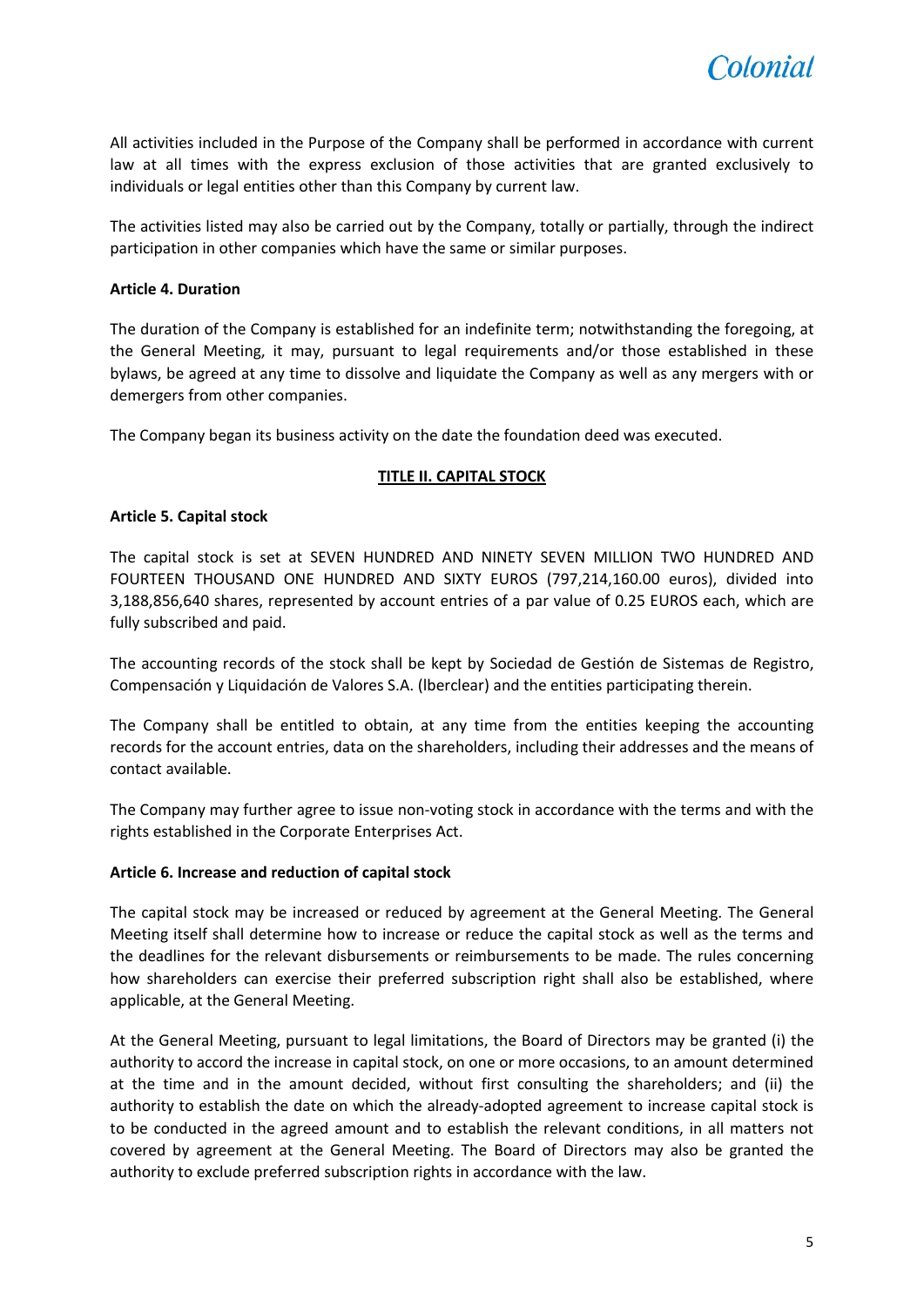All activities included in the Purpose of the Company shall be performed in accordance with current law at all times with the express exclusion of those activities that are granted exclusively to individuals or legal entities other than this Company by current law.

The activities listed may also be carried out by the Company, totally or partially, through the indirect participation in other companies which have the same or similar purposes.

**Article 4. Duration**

The duration of the Company is established for an indefinite term; notwithstanding the foregoing, at the General Meeting, it may, pursuant to legal requirements and/or those established in these bylaws, be agreed at any time to dissolve and liquidate the Company as well as any mergers with or demergers from other companies.

The Company began its business activity on the date the foundation deed was executed.

## TITLE II. CAPITAL STOCK

**Article 5. Capital stock**

The capital stock is set at SEVEN HUNDRED AND NINETY SEVEN MILLION TWO HUNDRED AND FOURTEEN THOUSAND ONE HUNDRED AND SIXTY EUROS (797,214,160.00 euros), divided into 3,188,856,640 shares, represented by account entries of a par value of 0.25 EUROS each, which are fully subscribed and paid.

The accounting records of the stock shall be kept by Sociedad de Gestión de Sistemas de Registro, Compensación y Liquidación de Valores S.A. (Iberclear) and the entities participating therein.

The Company shall be entitled to obtain, at any time from the entities keeping the accounting records for the account entries, data on the shareholders, including their addresses and the means of contact available.

The Company may further agree to issue non-voting stock in accordance with the terms and with the rights established in the Corporate Enterprises Act.

**Article 6. Increase and reduction of capital stock**

The capital stock may be increased or reduced by agreement at the General Meeting. The General Meeting itself shall determine how to increase or reduce the capital stock as well as the terms and the deadlines for the relevant disbursements or reimbursements to be made. The rules concerning how shareholders can exercise their preferred subscription right shall also be established, where applicable, at the General Meeting.

At the General Meeting, pursuant to legal limitations, the Board of Directors may be granted (i) the authority to accord the increase in capital stock, on one or more occasions, to an amount determined at the time and in the amount decided, without first consulting the shareholders; and (ii) the authority to establish the date on which the already-adopted agreement to increase capital stock is to be conducted in the agreed amount and to establish the relevant conditions, in all matters not covered by agreement at the General Meeting. The Board of Directors may also be granted the authority to exclude preferred subscription rights in accordance with the law.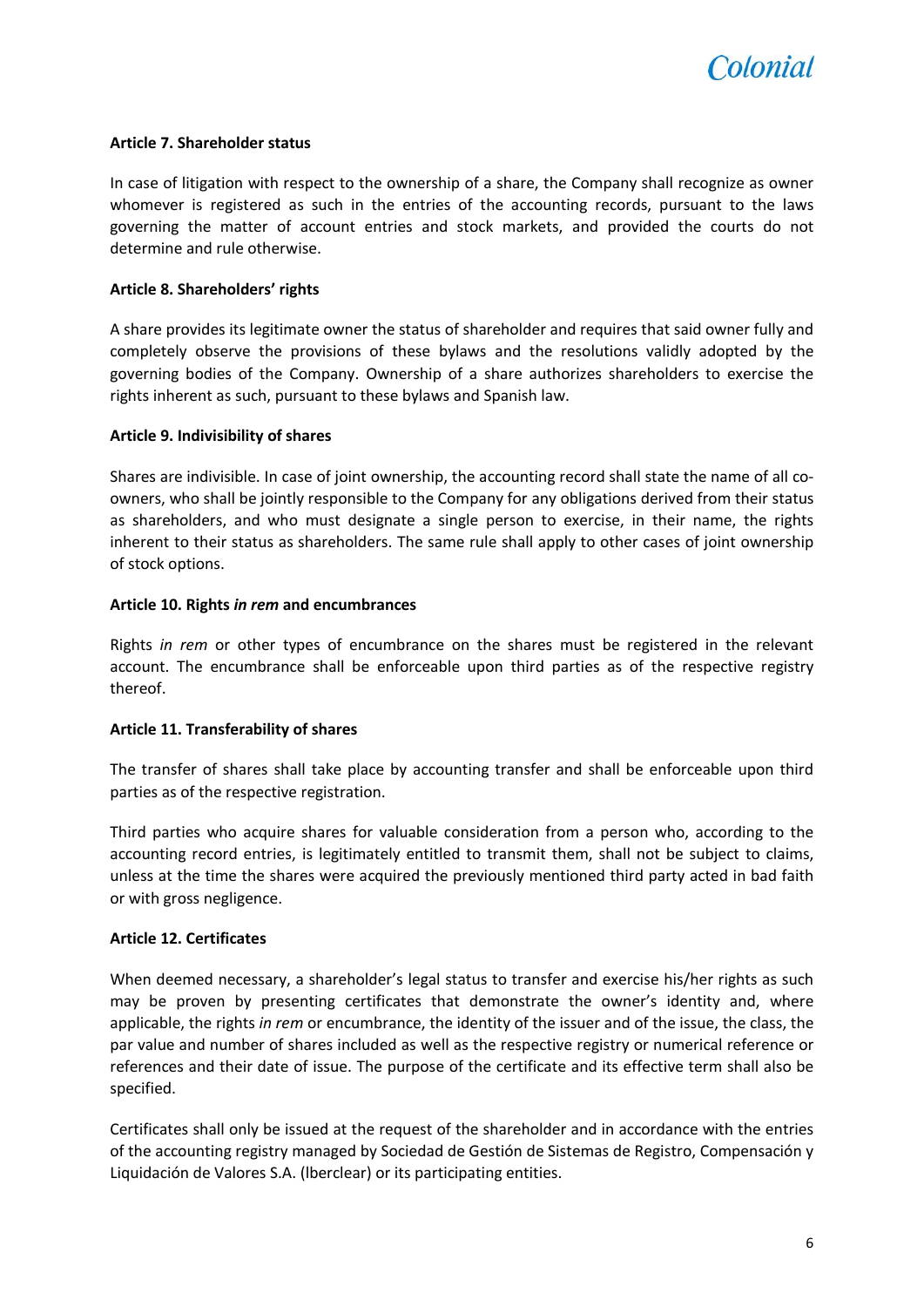**Article 7. Shareholder status**

In case of litigation with respect to the ownership of a share, the Company shall recognize as owner whomever is registered as such in the entries of the accounting records, pursuant to the laws governing the matter of account entries and stock markets, and provided the courts do not determine and rule otherwise.

**Article 8. Shareholders' rights**

A share provides its legitimate owner the status of shareholder and requires that said owner fully and completely observe the provisions of these bylaws and the resolutions validly adopted by the governing bodies of the Company. Ownership of a share authorizes shareholders to exercise the rights inherent as such, pursuant to these bylaws and Spanish law.

**Article 9. Indivisibility of shares**

Shares are indivisible. In case of joint ownership, the accounting record shall state the name of all co-owners, who shall be jointly responsible to the Company for any obligations derived from their status as shareholders, and who must designate a single person to exercise, in their name, the rights inherent to their status as shareholders. The same rule shall apply to other cases of joint ownership of stock options.

**Article 10. Rights *in rem* and encumbrances**

Rights *in rem* or other types of encumbrance on the shares must be registered in the relevant account. The encumbrance shall be enforceable upon third parties as of the respective registry thereof.

**Article 11. Transferability of shares**

The transfer of shares shall take place by accounting transfer and shall be enforceable upon third parties as of the respective registration.

Third parties who acquire shares for valuable consideration from a person who, according to the accounting record entries, is legitimately entitled to transmit them, shall not be subject to claims, unless at the time the shares were acquired the previously mentioned third party acted in bad faith or with gross negligence.

**Article 12. Certificates**

When deemed necessary, a shareholder's legal status to transfer and exercise his/her rights as such may be proven by presenting certificates that demonstrate the owner's identity and, where applicable, the rights *in rem* or encumbrance, the identity of the issuer and of the issue, the class, the par value and number of shares included as well as the respective registry or numerical reference or references and their date of issue. The purpose of the certificate and its effective term shall also be specified.

Certificates shall only be issued at the request of the shareholder and in accordance with the entries of the accounting registry managed by Sociedad de Gestión de Sistemas de Registro, Compensación y Liquidación de Valores S.A. (lberclear) or its participating entities.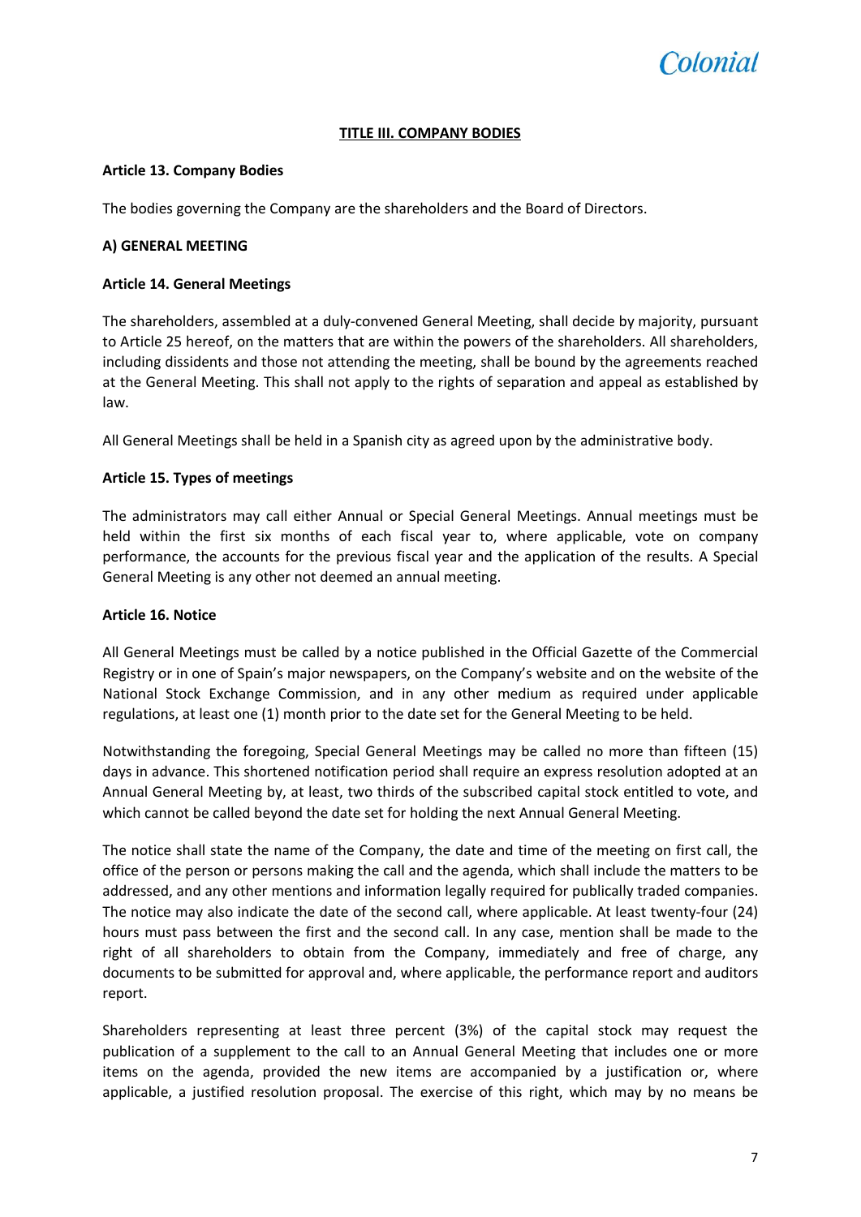## TITLE III. COMPANY BODIES

**Article 13. Company Bodies**

The bodies governing the Company are the shareholders and the Board of Directors.

**A) GENERAL MEETING**

**Article 14. General Meetings**

The shareholders, assembled at a duly-convened General Meeting, shall decide by majority, pursuant to Article 25 hereof, on the matters that are within the powers of the shareholders. All shareholders, including dissidents and those not attending the meeting, shall be bound by the agreements reached at the General Meeting. This shall not apply to the rights of separation and appeal as established by law.

All General Meetings shall be held in a Spanish city as agreed upon by the administrative body.

**Article 15. Types of meetings**

The administrators may call either Annual or Special General Meetings. Annual meetings must be held within the first six months of each fiscal year to, where applicable, vote on company performance, the accounts for the previous fiscal year and the application of the results. A Special General Meeting is any other not deemed an annual meeting.

**Article 16. Notice**

All General Meetings must be called by a notice published in the Official Gazette of the Commercial Registry or in one of Spain's major newspapers, on the Company's website and on the website of the National Stock Exchange Commission, and in any other medium as required under applicable regulations, at least one (1) month prior to the date set for the General Meeting to be held.

Notwithstanding the foregoing, Special General Meetings may be called no more than fifteen (15) days in advance. This shortened notification period shall require an express resolution adopted at an Annual General Meeting by, at least, two thirds of the subscribed capital stock entitled to vote, and which cannot be called beyond the date set for holding the next Annual General Meeting.

The notice shall state the name of the Company, the date and time of the meeting on first call, the office of the person or persons making the call and the agenda, which shall include the matters to be addressed, and any other mentions and information legally required for publically traded companies. The notice may also indicate the date of the second call, where applicable. At least twenty-four (24) hours must pass between the first and the second call. In any case, mention shall be made to the right of all shareholders to obtain from the Company, immediately and free of charge, any documents to be submitted for approval and, where applicable, the performance report and auditors report.

Shareholders representing at least three percent (3%) of the capital stock may request the publication of a supplement to the call to an Annual General Meeting that includes one or more items on the agenda, provided the new items are accompanied by a justification or, where applicable, a justified resolution proposal. The exercise of this right, which may by no means be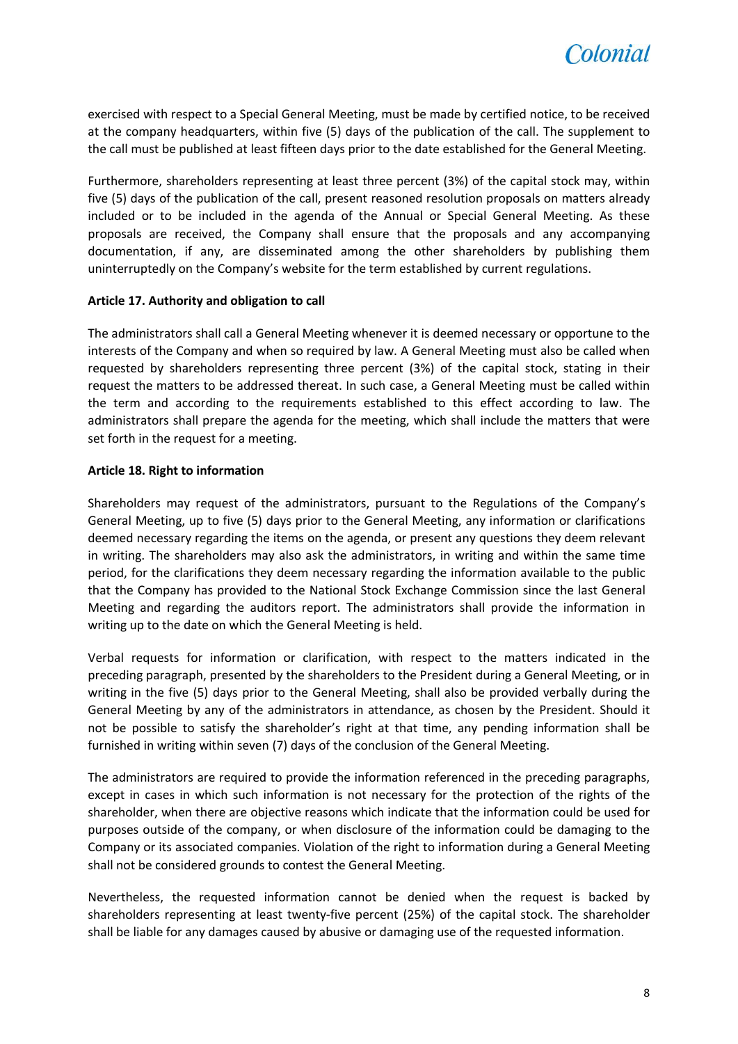exercised with respect to a Special General Meeting, must be made by certified notice, to be received at the company headquarters, within five (5) days of the publication of the call. The supplement to the call must be published at least fifteen days prior to the date established for the General Meeting.

Furthermore, shareholders representing at least three percent (3%) of the capital stock may, within five (5) days of the publication of the call, present reasoned resolution proposals on matters already included or to be included in the agenda of the Annual or Special General Meeting. As these proposals are received, the Company shall ensure that the proposals and any accompanying documentation, if any, are disseminated among the other shareholders by publishing them uninterruptedly on the Company's website for the term established by current regulations.

**Article 17. Authority and obligation to call**

The administrators shall call a General Meeting whenever it is deemed necessary or opportune to the interests of the Company and when so required by law. A General Meeting must also be called when requested by shareholders representing three percent (3%) of the capital stock, stating in their request the matters to be addressed thereat. In such case, a General Meeting must be called within the term and according to the requirements established to this effect according to law. The administrators shall prepare the agenda for the meeting, which shall include the matters that were set forth in the request for a meeting.

**Article 18. Right to information**

Shareholders may request of the administrators, pursuant to the Regulations of the Company's General Meeting, up to five (5) days prior to the General Meeting, any information or clarifications deemed necessary regarding the items on the agenda, or present any questions they deem relevant in writing. The shareholders may also ask the administrators, in writing and within the same time period, for the clarifications they deem necessary regarding the information available to the public that the Company has provided to the National Stock Exchange Commission since the last General Meeting and regarding the auditors report. The administrators shall provide the information in writing up to the date on which the General Meeting is held.

Verbal requests for information or clarification, with respect to the matters indicated in the preceding paragraph, presented by the shareholders to the President during a General Meeting, or in writing in the five (5) days prior to the General Meeting, shall also be provided verbally during the General Meeting by any of the administrators in attendance, as chosen by the President. Should it not be possible to satisfy the shareholder's right at that time, any pending information shall be furnished in writing within seven (7) days of the conclusion of the General Meeting.

The administrators are required to provide the information referenced in the preceding paragraphs, except in cases in which such information is not necessary for the protection of the rights of the shareholder, when there are objective reasons which indicate that the information could be used for purposes outside of the company, or when disclosure of the information could be damaging to the Company or its associated companies. Violation of the right to information during a General Meeting shall not be considered grounds to contest the General Meeting.

Nevertheless, the requested information cannot be denied when the request is backed by shareholders representing at least twenty-five percent (25%) of the capital stock. The shareholder shall be liable for any damages caused by abusive or damaging use of the requested information.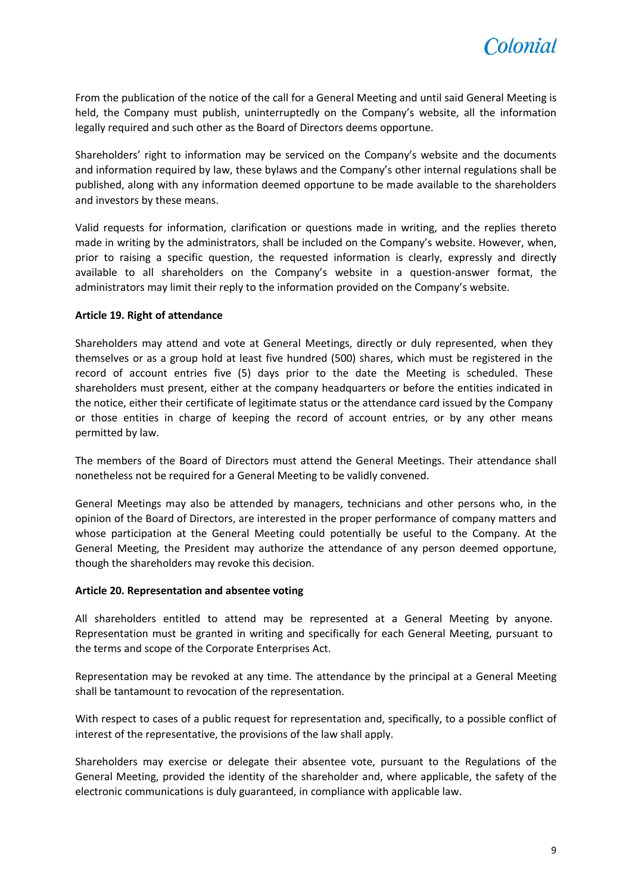From the publication of the notice of the call for a General Meeting and until said General Meeting is held, the Company must publish, uninterruptedly on the Company's website, all the information legally required and such other as the Board of Directors deems opportune.

Shareholders' right to information may be serviced on the Company's website and the documents and information required by law, these bylaws and the Company's other internal regulations shall be published, along with any information deemed opportune to be made available to the shareholders and investors by these means.

Valid requests for information, clarification or questions made in writing, and the replies thereto made in writing by the administrators, shall be included on the Company's website. However, when, prior to raising a specific question, the requested information is clearly, expressly and directly available to all shareholders on the Company's website in a question-answer format, the administrators may limit their reply to the information provided on the Company's website.

**Article 19. Right of attendance**

Shareholders may attend and vote at General Meetings, directly or duly represented, when they themselves or as a group hold at least five hundred (500) shares, which must be registered in the record of account entries five (5) days prior to the date the Meeting is scheduled. These shareholders must present, either at the company headquarters or before the entities indicated in the notice, either their certificate of legitimate status or the attendance card issued by the Company or those entities in charge of keeping the record of account entries, or by any other means permitted by law.

The members of the Board of Directors must attend the General Meetings. Their attendance shall nonetheless not be required for a General Meeting to be validly convened.

General Meetings may also be attended by managers, technicians and other persons who, in the opinion of the Board of Directors, are interested in the proper performance of company matters and whose participation at the General Meeting could potentially be useful to the Company. At the General Meeting, the President may authorize the attendance of any person deemed opportune, though the shareholders may revoke this decision.

**Article 20. Representation and absentee voting**

All shareholders entitled to attend may be represented at a General Meeting by anyone. Representation must be granted in writing and specifically for each General Meeting, pursuant to the terms and scope of the Corporate Enterprises Act.

Representation may be revoked at any time. The attendance by the principal at a General Meeting shall be tantamount to revocation of the representation.

With respect to cases of a public request for representation and, specifically, to a possible conflict of interest of the representative, the provisions of the law shall apply.

Shareholders may exercise or delegate their absentee vote, pursuant to the Regulations of the General Meeting, provided the identity of the shareholder and, where applicable, the safety of the electronic communications is duly guaranteed, in compliance with applicable law.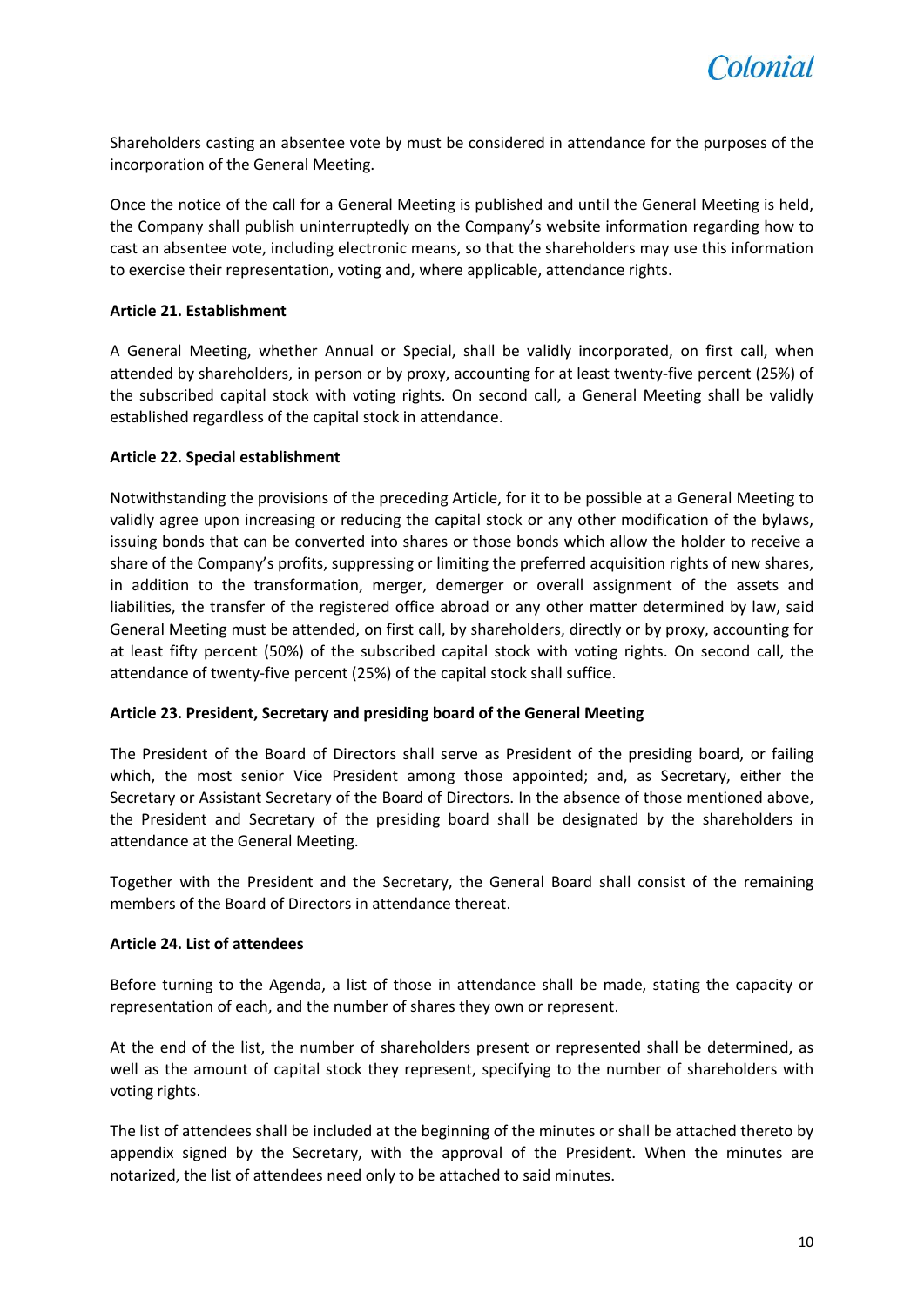Shareholders casting an absentee vote by must be considered in attendance for the purposes of the incorporation of the General Meeting.

Once the notice of the call for a General Meeting is published and until the General Meeting is held, the Company shall publish uninterruptedly on the Company's website information regarding how to cast an absentee vote, including electronic means, so that the shareholders may use this information to exercise their representation, voting and, where applicable, attendance rights.

**Article 21. Establishment**

A General Meeting, whether Annual or Special, shall be validly incorporated, on first call, when attended by shareholders, in person or by proxy, accounting for at least twenty-five percent (25%) of the subscribed capital stock with voting rights. On second call, a General Meeting shall be validly established regardless of the capital stock in attendance.

**Article 22. Special establishment**

Notwithstanding the provisions of the preceding Article, for it to be possible at a General Meeting to validly agree upon increasing or reducing the capital stock or any other modification of the bylaws, issuing bonds that can be converted into shares or those bonds which allow the holder to receive a share of the Company's profits, suppressing or limiting the preferred acquisition rights of new shares, in addition to the transformation, merger, demerger or overall assignment of the assets and liabilities, the transfer of the registered office abroad or any other matter determined by law, said General Meeting must be attended, on first call, by shareholders, directly or by proxy, accounting for at least fifty percent (50%) of the subscribed capital stock with voting rights. On second call, the attendance of twenty-five percent (25%) of the capital stock shall suffice.

**Article 23. President, Secretary and presiding board of the General Meeting**

The President of the Board of Directors shall serve as President of the presiding board, or failing which, the most senior Vice President among those appointed; and, as Secretary, either the Secretary or Assistant Secretary of the Board of Directors. In the absence of those mentioned above, the President and Secretary of the presiding board shall be designated by the shareholders in attendance at the General Meeting.

Together with the President and the Secretary, the General Board shall consist of the remaining members of the Board of Directors in attendance thereat.

**Article 24. List of attendees**

Before turning to the Agenda, a list of those in attendance shall be made, stating the capacity or representation of each, and the number of shares they own or represent.

At the end of the list, the number of shareholders present or represented shall be determined, as well as the amount of capital stock they represent, specifying to the number of shareholders with voting rights.

The list of attendees shall be included at the beginning of the minutes or shall be attached thereto by appendix signed by the Secretary, with the approval of the President. When the minutes are notarized, the list of attendees need only to be attached to said minutes.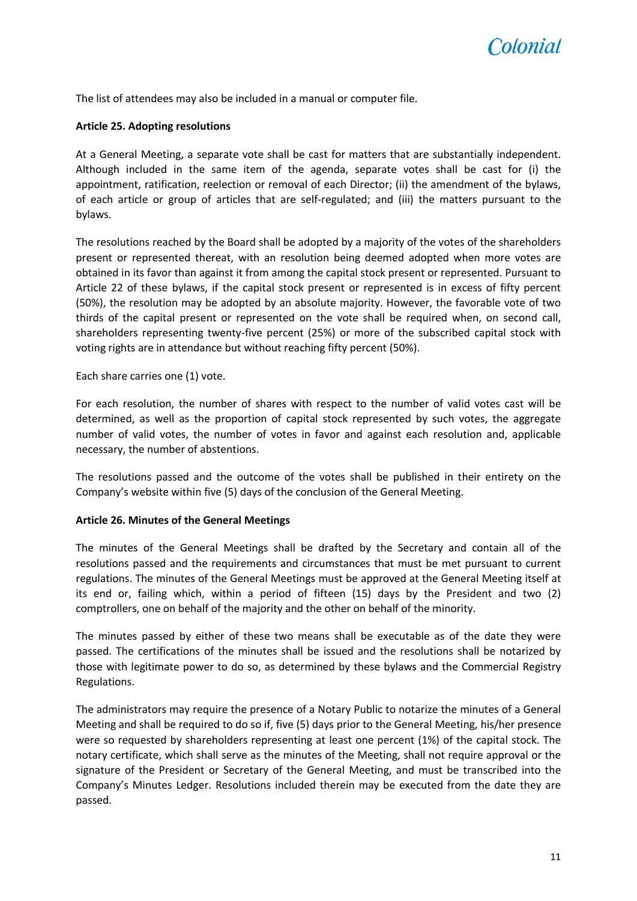The list of attendees may also be included in a manual or computer file.

**Article 25. Adopting resolutions**

At a General Meeting, a separate vote shall be cast for matters that are substantially independent. Although included in the same item of the agenda, separate votes shall be cast for (i) the appointment, ratification, reelection or removal of each Director; (ii) the amendment of the bylaws, of each article or group of articles that are self-regulated; and (iii) the matters pursuant to the bylaws.

The resolutions reached by the Board shall be adopted by a majority of the votes of the shareholders present or represented thereat, with an resolution being deemed adopted when more votes are obtained in its favor than against it from among the capital stock present or represented. Pursuant to Article 22 of these bylaws, if the capital stock present or represented is in excess of fifty percent (50%), the resolution may be adopted by an absolute majority. However, the favorable vote of two thirds of the capital present or represented on the vote shall be required when, on second call, shareholders representing twenty-five percent (25%) or more of the subscribed capital stock with voting rights are in attendance but without reaching fifty percent (50%).

Each share carries one (1) vote.

For each resolution, the number of shares with respect to the number of valid votes cast will be determined, as well as the proportion of capital stock represented by such votes, the aggregate number of valid votes, the number of votes in favor and against each resolution and, applicable necessary, the number of abstentions.

The resolutions passed and the outcome of the votes shall be published in their entirety on the Company's website within five (5) days of the conclusion of the General Meeting.

**Article 26. Minutes of the General Meetings**

The minutes of the General Meetings shall be drafted by the Secretary and contain all of the resolutions passed and the requirements and circumstances that must be met pursuant to current regulations. The minutes of the General Meetings must be approved at the General Meeting itself at its end or, failing which, within a period of fifteen (15) days by the President and two (2) comptrollers, one on behalf of the majority and the other on behalf of the minority.

The minutes passed by either of these two means shall be executable as of the date they were passed. The certifications of the minutes shall be issued and the resolutions shall be notarized by those with legitimate power to do so, as determined by these bylaws and the Commercial Registry Regulations.

The administrators may require the presence of a Notary Public to notarize the minutes of a General Meeting and shall be required to do so if, five (5) days prior to the General Meeting, his/her presence were so requested by shareholders representing at least one percent (1%) of the capital stock. The notary certificate, which shall serve as the minutes of the Meeting, shall not require approval or the signature of the President or Secretary of the General Meeting, and must be transcribed into the Company's Minutes Ledger. Resolutions included therein may be executed from the date they are passed.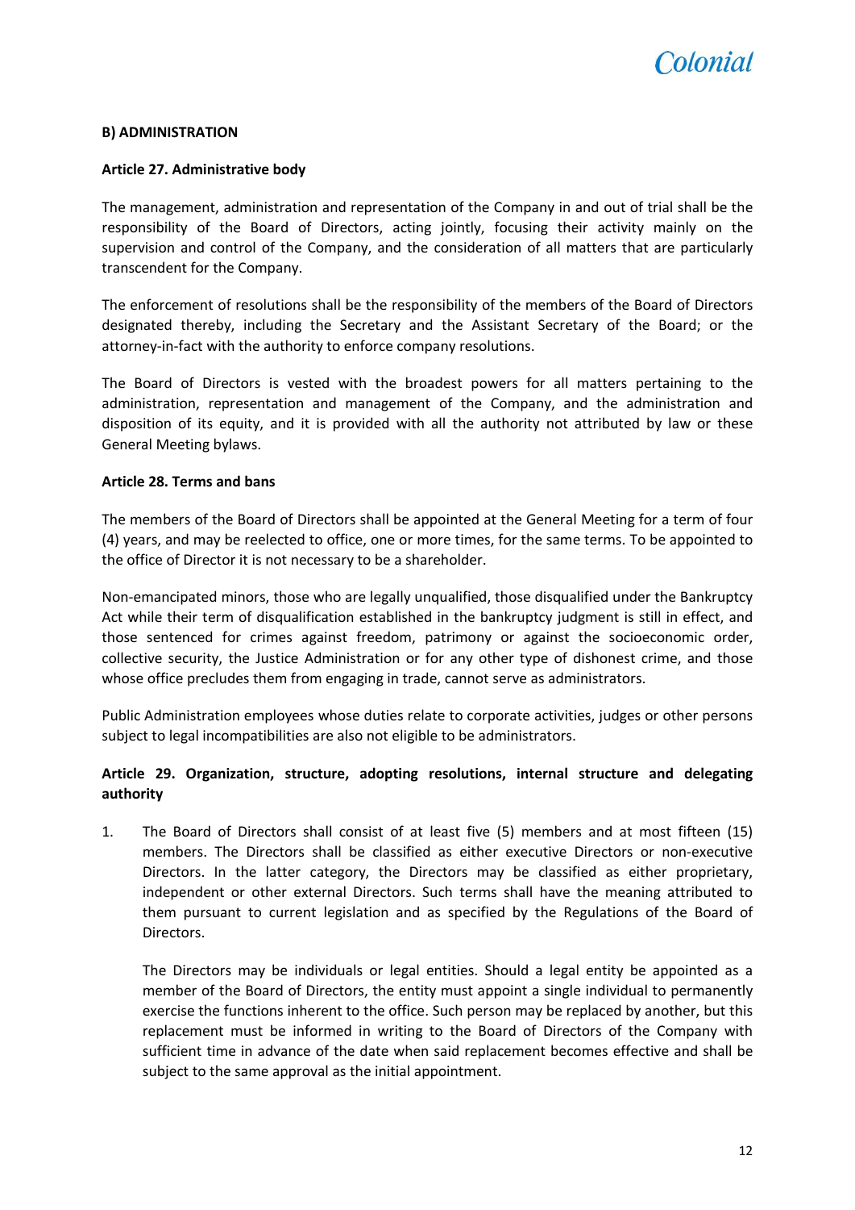**B) ADMINISTRATION**

**Article 27. Administrative body**

The management, administration and representation of the Company in and out of trial shall be the responsibility of the Board of Directors, acting jointly, focusing their activity mainly on the supervision and control of the Company, and the consideration of all matters that are particularly transcendent for the Company.

The enforcement of resolutions shall be the responsibility of the members of the Board of Directors designated thereby, including the Secretary and the Assistant Secretary of the Board; or the attorney-in-fact with the authority to enforce company resolutions.

The Board of Directors is vested with the broadest powers for all matters pertaining to the administration, representation and management of the Company, and the administration and disposition of its equity, and it is provided with all the authority not attributed by law or these General Meeting bylaws.

**Article 28. Terms and bans**

The members of the Board of Directors shall be appointed at the General Meeting for a term of four (4) years, and may be reelected to office, one or more times, for the same terms. To be appointed to the office of Director it is not necessary to be a shareholder.

Non-emancipated minors, those who are legally unqualified, those disqualified under the Bankruptcy Act while their term of disqualification established in the bankruptcy judgment is still in effect, and those sentenced for crimes against freedom, patrimony or against the socioeconomic order, collective security, the Justice Administration or for any other type of dishonest crime, and those whose office precludes them from engaging in trade, cannot serve as administrators.

Public Administration employees whose duties relate to corporate activities, judges or other persons subject to legal incompatibilities are also not eligible to be administrators.

**Article 29. Organization, structure, adopting resolutions, internal structure and delegating authority**

1. The Board of Directors shall consist of at least five (5) members and at most fifteen (15) members. The Directors shall be classified as either executive Directors or non-executive Directors. In the latter category, the Directors may be classified as either proprietary, independent or other external Directors. Such terms shall have the meaning attributed to them pursuant to current legislation and as specified by the Regulations of the Board of Directors.

   The Directors may be individuals or legal entities. Should a legal entity be appointed as a member of the Board of Directors, the entity must appoint a single individual to permanently exercise the functions inherent to the office. Such person may be replaced by another, but this replacement must be informed in writing to the Board of Directors of the Company with sufficient time in advance of the date when said replacement becomes effective and shall be subject to the same approval as the initial appointment.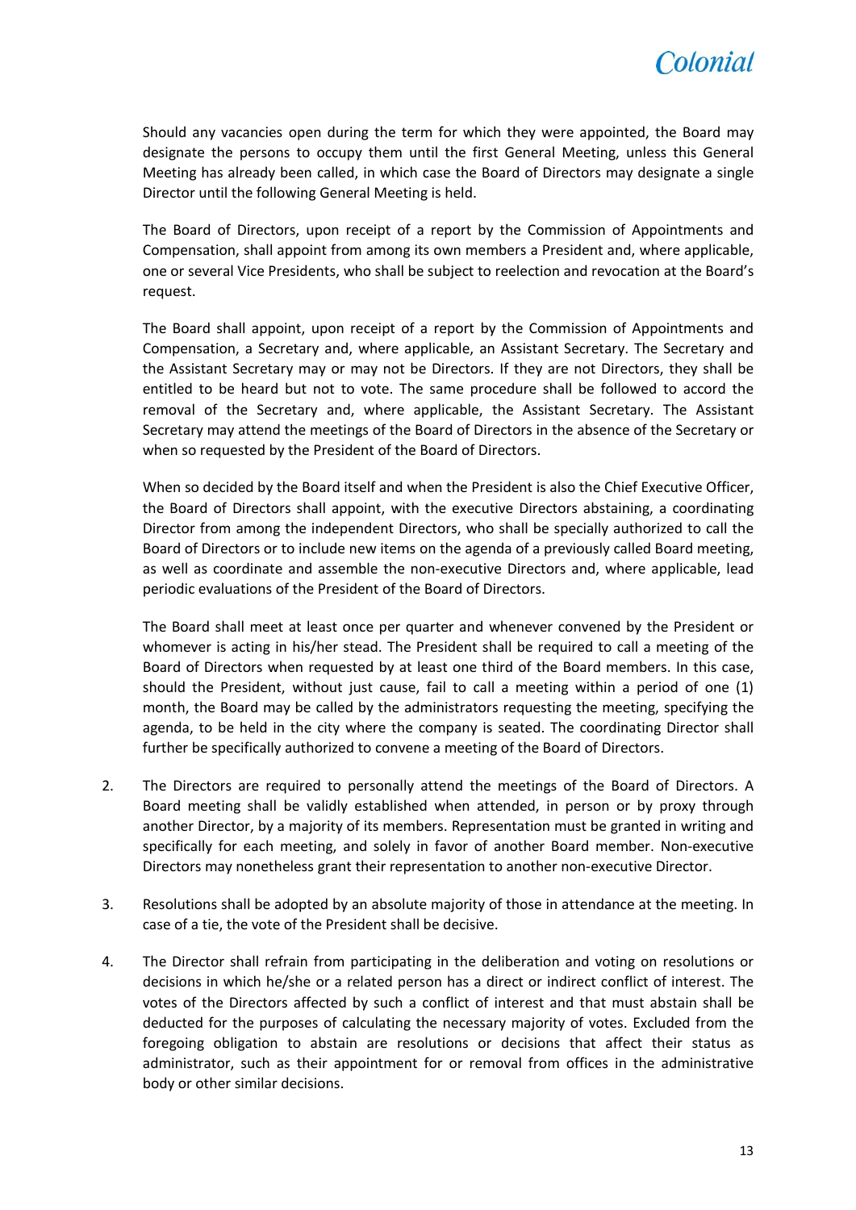Should any vacancies open during the term for which they were appointed, the Board may designate the persons to occupy them until the first General Meeting, unless this General Meeting has already been called, in which case the Board of Directors may designate a single Director until the following General Meeting is held.

The Board of Directors, upon receipt of a report by the Commission of Appointments and Compensation, shall appoint from among its own members a President and, where applicable, one or several Vice Presidents, who shall be subject to reelection and revocation at the Board's request.

The Board shall appoint, upon receipt of a report by the Commission of Appointments and Compensation, a Secretary and, where applicable, an Assistant Secretary. The Secretary and the Assistant Secretary may or may not be Directors. If they are not Directors, they shall be entitled to be heard but not to vote. The same procedure shall be followed to accord the removal of the Secretary and, where applicable, the Assistant Secretary. The Assistant Secretary may attend the meetings of the Board of Directors in the absence of the Secretary or when so requested by the President of the Board of Directors.

When so decided by the Board itself and when the President is also the Chief Executive Officer, the Board of Directors shall appoint, with the executive Directors abstaining, a coordinating Director from among the independent Directors, who shall be specially authorized to call the Board of Directors or to include new items on the agenda of a previously called Board meeting, as well as coordinate and assemble the non-executive Directors and, where applicable, lead periodic evaluations of the President of the Board of Directors.

The Board shall meet at least once per quarter and whenever convened by the President or whomever is acting in his/her stead. The President shall be required to call a meeting of the Board of Directors when requested by at least one third of the Board members. In this case, should the President, without just cause, fail to call a meeting within a period of one (1) month, the Board may be called by the administrators requesting the meeting, specifying the agenda, to be held in the city where the company is seated. The coordinating Director shall further be specifically authorized to convene a meeting of the Board of Directors.

2. The Directors are required to personally attend the meetings of the Board of Directors. A Board meeting shall be validly established when attended, in person or by proxy through another Director, by a majority of its members. Representation must be granted in writing and specifically for each meeting, and solely in favor of another Board member. Non-executive Directors may nonetheless grant their representation to another non-executive Director.

3. Resolutions shall be adopted by an absolute majority of those in attendance at the meeting. In case of a tie, the vote of the President shall be decisive.

4. The Director shall refrain from participating in the deliberation and voting on resolutions or decisions in which he/she or a related person has a direct or indirect conflict of interest. The votes of the Directors affected by such a conflict of interest and that must abstain shall be deducted for the purposes of calculating the necessary majority of votes. Excluded from the foregoing obligation to abstain are resolutions or decisions that affect their status as administrator, such as their appointment for or removal from offices in the administrative body or other similar decisions.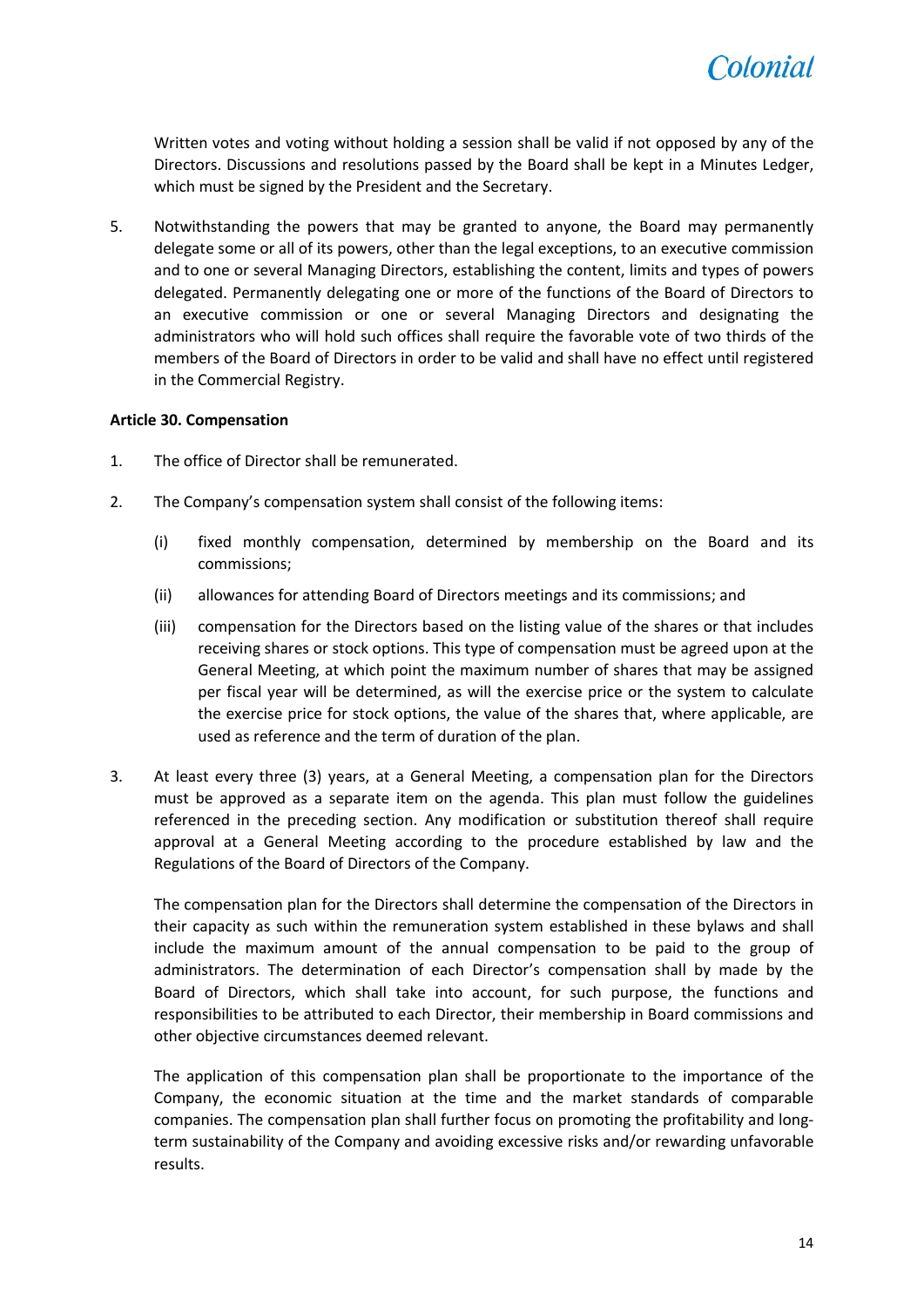Written votes and voting without holding a session shall be valid if not opposed by any of the Directors. Discussions and resolutions passed by the Board shall be kept in a Minutes Ledger, which must be signed by the President and the Secretary.

5. Notwithstanding the powers that may be granted to anyone, the Board may permanently delegate some or all of its powers, other than the legal exceptions, to an executive commission and to one or several Managing Directors, establishing the content, limits and types of powers delegated. Permanently delegating one or more of the functions of the Board of Directors to an executive commission or one or several Managing Directors and designating the administrators who will hold such offices shall require the favorable vote of two thirds of the members of the Board of Directors in order to be valid and shall have no effect until registered in the Commercial Registry.

**Article 30. Compensation**

1. The office of Director shall be remunerated.

2. The Company's compensation system shall consist of the following items:

   (i) fixed monthly compensation, determined by membership on the Board and its commissions;

   (ii) allowances for attending Board of Directors meetings and its commissions; and

   (iii) compensation for the Directors based on the listing value of the shares or that includes receiving shares or stock options. This type of compensation must be agreed upon at the General Meeting, at which point the maximum number of shares that may be assigned per fiscal year will be determined, as will the exercise price or the system to calculate the exercise price for stock options, the value of the shares that, where applicable, are used as reference and the term of duration of the plan.

3. At least every three (3) years, at a General Meeting, a compensation plan for the Directors must be approved as a separate item on the agenda. This plan must follow the guidelines referenced in the preceding section. Any modification or substitution thereof shall require approval at a General Meeting according to the procedure established by law and the Regulations of the Board of Directors of the Company.

   The compensation plan for the Directors shall determine the compensation of the Directors in their capacity as such within the remuneration system established in these bylaws and shall include the maximum amount of the annual compensation to be paid to the group of administrators. The determination of each Director's compensation shall by made by the Board of Directors, which shall take into account, for such purpose, the functions and responsibilities to be attributed to each Director, their membership in Board commissions and other objective circumstances deemed relevant.

   The application of this compensation plan shall be proportionate to the importance of the Company, the economic situation at the time and the market standards of comparable companies. The compensation plan shall further focus on promoting the profitability and long-term sustainability of the Company and avoiding excessive risks and/or rewarding unfavorable results.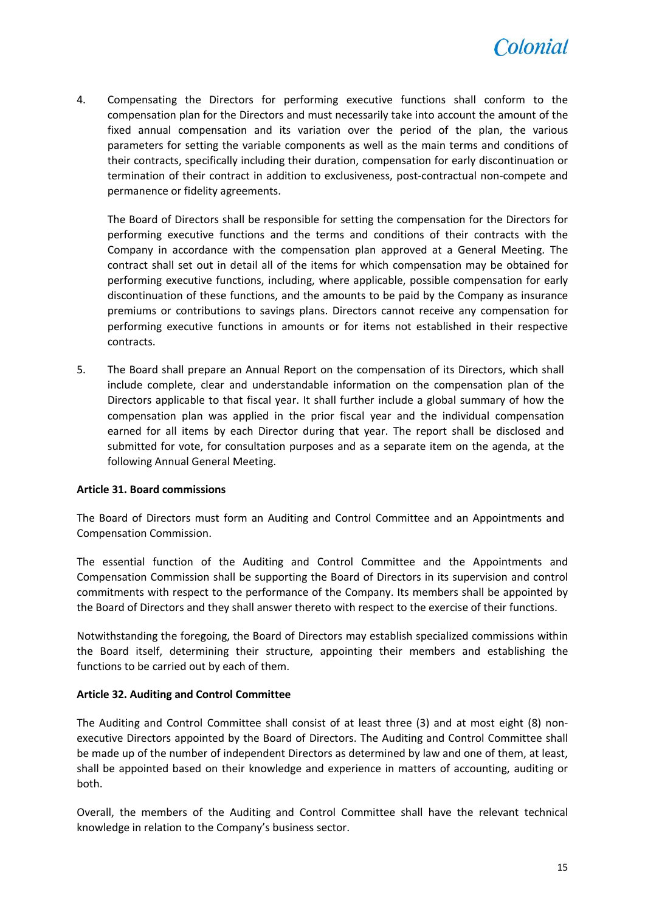4. Compensating the Directors for performing executive functions shall conform to the compensation plan for the Directors and must necessarily take into account the amount of the fixed annual compensation and its variation over the period of the plan, the various parameters for setting the variable components as well as the main terms and conditions of their contracts, specifically including their duration, compensation for early discontinuation or termination of their contract in addition to exclusiveness, post-contractual non-compete and permanence or fidelity agreements.

   The Board of Directors shall be responsible for setting the compensation for the Directors for performing executive functions and the terms and conditions of their contracts with the Company in accordance with the compensation plan approved at a General Meeting. The contract shall set out in detail all of the items for which compensation may be obtained for performing executive functions, including, where applicable, possible compensation for early discontinuation of these functions, and the amounts to be paid by the Company as insurance premiums or contributions to savings plans. Directors cannot receive any compensation for performing executive functions in amounts or for items not established in their respective contracts.

5. The Board shall prepare an Annual Report on the compensation of its Directors, which shall include complete, clear and understandable information on the compensation plan of the Directors applicable to that fiscal year. It shall further include a global summary of how the compensation plan was applied in the prior fiscal year and the individual compensation earned for all items by each Director during that year. The report shall be disclosed and submitted for vote, for consultation purposes and as a separate item on the agenda, at the following Annual General Meeting.

**Article 31. Board commissions**

The Board of Directors must form an Auditing and Control Committee and an Appointments and Compensation Commission.

The essential function of the Auditing and Control Committee and the Appointments and Compensation Commission shall be supporting the Board of Directors in its supervision and control commitments with respect to the performance of the Company. Its members shall be appointed by the Board of Directors and they shall answer thereto with respect to the exercise of their functions.

Notwithstanding the foregoing, the Board of Directors may establish specialized commissions within the Board itself, determining their structure, appointing their members and establishing the functions to be carried out by each of them.

**Article 32. Auditing and Control Committee**

The Auditing and Control Committee shall consist of at least three (3) and at most eight (8) non-executive Directors appointed by the Board of Directors. The Auditing and Control Committee shall be made up of the number of independent Directors as determined by law and one of them, at least, shall be appointed based on their knowledge and experience in matters of accounting, auditing or both.

Overall, the members of the Auditing and Control Committee shall have the relevant technical knowledge in relation to the Company's business sector.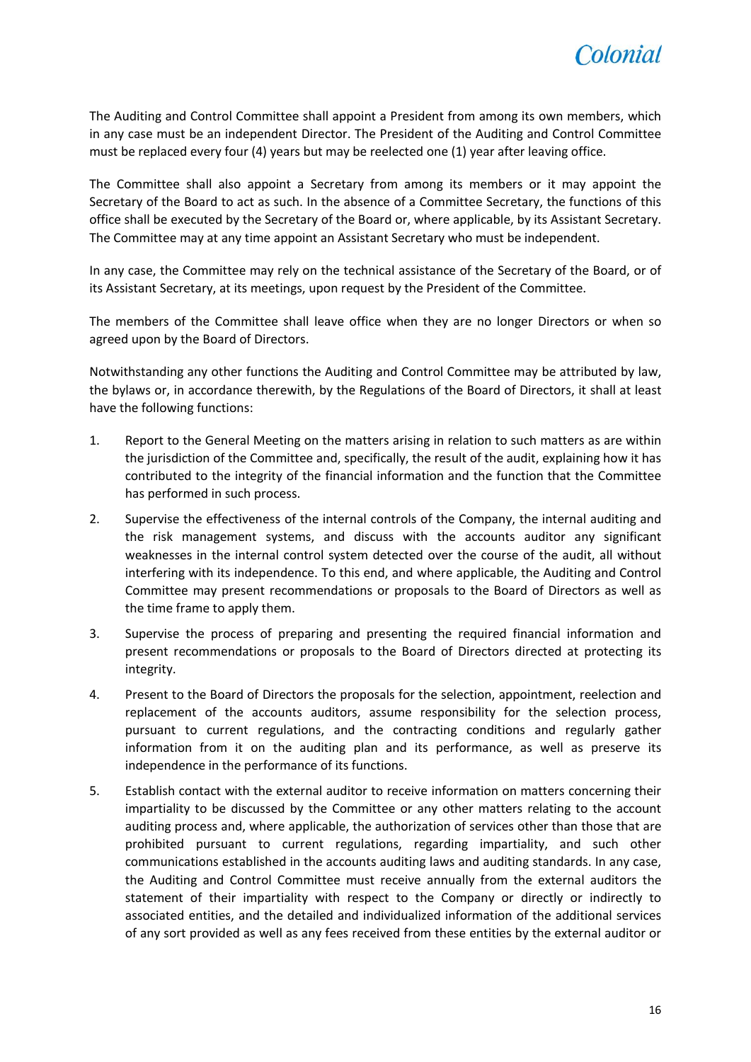The Auditing and Control Committee shall appoint a President from among its own members, which in any case must be an independent Director. The President of the Auditing and Control Committee must be replaced every four (4) years but may be reelected one (1) year after leaving office.

The Committee shall also appoint a Secretary from among its members or it may appoint the Secretary of the Board to act as such. In the absence of a Committee Secretary, the functions of this office shall be executed by the Secretary of the Board or, where applicable, by its Assistant Secretary. The Committee may at any time appoint an Assistant Secretary who must be independent.

In any case, the Committee may rely on the technical assistance of the Secretary of the Board, or of its Assistant Secretary, at its meetings, upon request by the President of the Committee.

The members of the Committee shall leave office when they are no longer Directors or when so agreed upon by the Board of Directors.

Notwithstanding any other functions the Auditing and Control Committee may be attributed by law, the bylaws or, in accordance therewith, by the Regulations of the Board of Directors, it shall at least have the following functions:

1. Report to the General Meeting on the matters arising in relation to such matters as are within the jurisdiction of the Committee and, specifically, the result of the audit, explaining how it has contributed to the integrity of the financial information and the function that the Committee has performed in such process.
2. Supervise the effectiveness of the internal controls of the Company, the internal auditing and the risk management systems, and discuss with the accounts auditor any significant weaknesses in the internal control system detected over the course of the audit, all without interfering with its independence. To this end, and where applicable, the Auditing and Control Committee may present recommendations or proposals to the Board of Directors as well as the time frame to apply them.
3. Supervise the process of preparing and presenting the required financial information and present recommendations or proposals to the Board of Directors directed at protecting its integrity.
4. Present to the Board of Directors the proposals for the selection, appointment, reelection and replacement of the accounts auditors, assume responsibility for the selection process, pursuant to current regulations, and the contracting conditions and regularly gather information from it on the auditing plan and its performance, as well as preserve its independence in the performance of its functions.
5. Establish contact with the external auditor to receive information on matters concerning their impartiality to be discussed by the Committee or any other matters relating to the account auditing process and, where applicable, the authorization of services other than those that are prohibited pursuant to current regulations, regarding impartiality, and such other communications established in the accounts auditing laws and auditing standards. In any case, the Auditing and Control Committee must receive annually from the external auditors the statement of their impartiality with respect to the Company or directly or indirectly to associated entities, and the detailed and individualized information of the additional services of any sort provided as well as any fees received from these entities by the external auditor or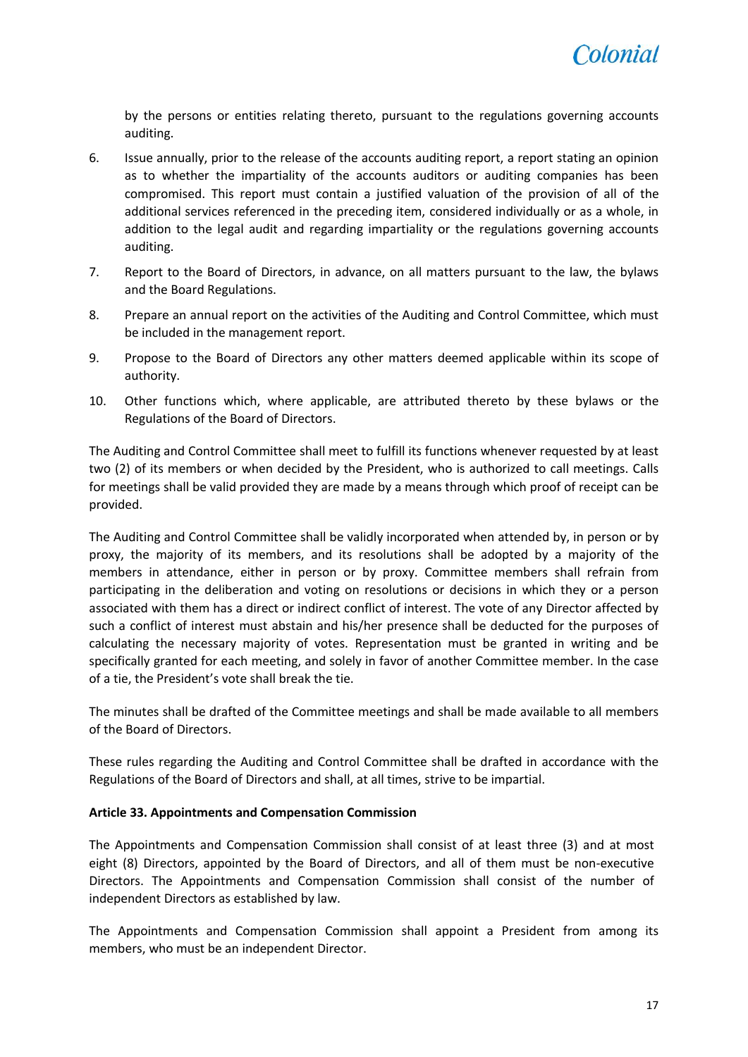by the persons or entities relating thereto, pursuant to the regulations governing accounts auditing.

6. Issue annually, prior to the release of the accounts auditing report, a report stating an opinion as to whether the impartiality of the accounts auditors or auditing companies has been compromised. This report must contain a justified valuation of the provision of all of the additional services referenced in the preceding item, considered individually or as a whole, in addition to the legal audit and regarding impartiality or the regulations governing accounts auditing.
7. Report to the Board of Directors, in advance, on all matters pursuant to the law, the bylaws and the Board Regulations.
8. Prepare an annual report on the activities of the Auditing and Control Committee, which must be included in the management report.
9. Propose to the Board of Directors any other matters deemed applicable within its scope of authority.
10. Other functions which, where applicable, are attributed thereto by these bylaws or the Regulations of the Board of Directors.

The Auditing and Control Committee shall meet to fulfill its functions whenever requested by at least two (2) of its members or when decided by the President, who is authorized to call meetings. Calls for meetings shall be valid provided they are made by a means through which proof of receipt can be provided.

The Auditing and Control Committee shall be validly incorporated when attended by, in person or by proxy, the majority of its members, and its resolutions shall be adopted by a majority of the members in attendance, either in person or by proxy. Committee members shall refrain from participating in the deliberation and voting on resolutions or decisions in which they or a person associated with them has a direct or indirect conflict of interest. The vote of any Director affected by such a conflict of interest must abstain and his/her presence shall be deducted for the purposes of calculating the necessary majority of votes. Representation must be granted in writing and be specifically granted for each meeting, and solely in favor of another Committee member. In the case of a tie, the President's vote shall break the tie.

The minutes shall be drafted of the Committee meetings and shall be made available to all members of the Board of Directors.

These rules regarding the Auditing and Control Committee shall be drafted in accordance with the Regulations of the Board of Directors and shall, at all times, strive to be impartial.

**Article 33. Appointments and Compensation Commission**

The Appointments and Compensation Commission shall consist of at least three (3) and at most eight (8) Directors, appointed by the Board of Directors, and all of them must be non-executive Directors. The Appointments and Compensation Commission shall consist of the number of independent Directors as established by law.

The Appointments and Compensation Commission shall appoint a President from among its members, who must be an independent Director.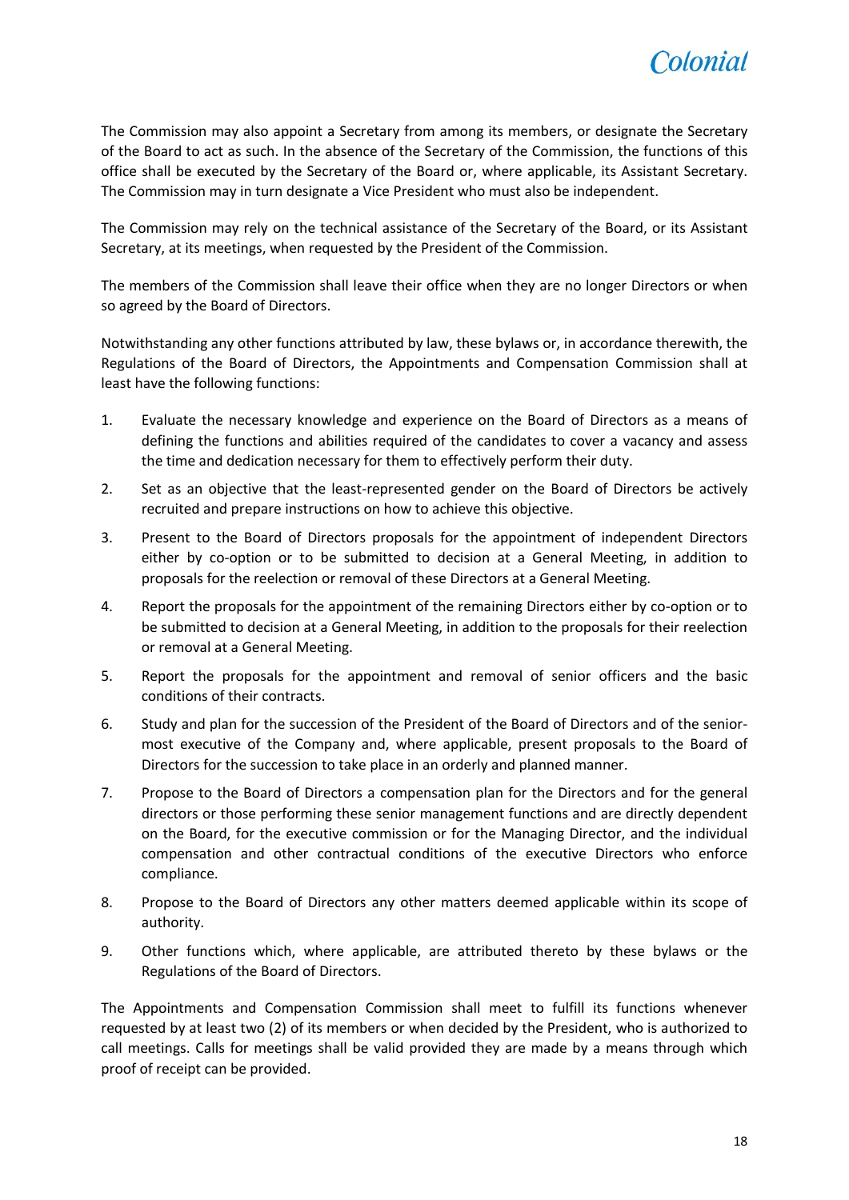The Commission may also appoint a Secretary from among its members, or designate the Secretary of the Board to act as such. In the absence of the Secretary of the Commission, the functions of this office shall be executed by the Secretary of the Board or, where applicable, its Assistant Secretary. The Commission may in turn designate a Vice President who must also be independent.

The Commission may rely on the technical assistance of the Secretary of the Board, or its Assistant Secretary, at its meetings, when requested by the President of the Commission.

The members of the Commission shall leave their office when they are no longer Directors or when so agreed by the Board of Directors.

Notwithstanding any other functions attributed by law, these bylaws or, in accordance therewith, the Regulations of the Board of Directors, the Appointments and Compensation Commission shall at least have the following functions:

1. Evaluate the necessary knowledge and experience on the Board of Directors as a means of defining the functions and abilities required of the candidates to cover a vacancy and assess the time and dedication necessary for them to effectively perform their duty.
2. Set as an objective that the least-represented gender on the Board of Directors be actively recruited and prepare instructions on how to achieve this objective.
3. Present to the Board of Directors proposals for the appointment of independent Directors either by co-option or to be submitted to decision at a General Meeting, in addition to proposals for the reelection or removal of these Directors at a General Meeting.
4. Report the proposals for the appointment of the remaining Directors either by co-option or to be submitted to decision at a General Meeting, in addition to the proposals for their reelection or removal at a General Meeting.
5. Report the proposals for the appointment and removal of senior officers and the basic conditions of their contracts.
6. Study and plan for the succession of the President of the Board of Directors and of the senior-most executive of the Company and, where applicable, present proposals to the Board of Directors for the succession to take place in an orderly and planned manner.
7. Propose to the Board of Directors a compensation plan for the Directors and for the general directors or those performing these senior management functions and are directly dependent on the Board, for the executive commission or for the Managing Director, and the individual compensation and other contractual conditions of the executive Directors who enforce compliance.
8. Propose to the Board of Directors any other matters deemed applicable within its scope of authority.
9. Other functions which, where applicable, are attributed thereto by these bylaws or the Regulations of the Board of Directors.

The Appointments and Compensation Commission shall meet to fulfill its functions whenever requested by at least two (2) of its members or when decided by the President, who is authorized to call meetings. Calls for meetings shall be valid provided they are made by a means through which proof of receipt can be provided.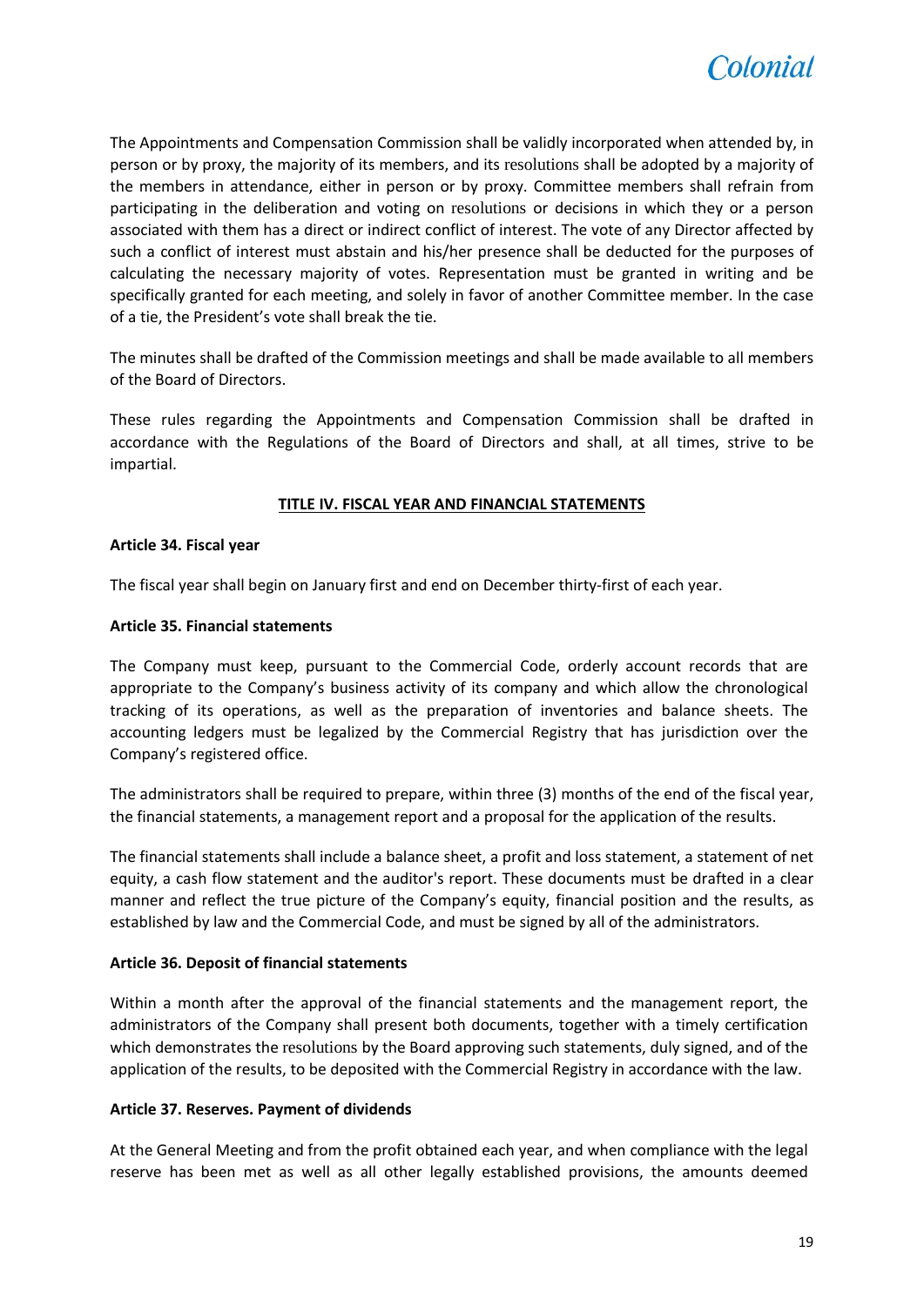The Appointments and Compensation Commission shall be validly incorporated when attended by, in person or by proxy, the majority of its members, and its resolutions shall be adopted by a majority of the members in attendance, either in person or by proxy. Committee members shall refrain from participating in the deliberation and voting on resolutions or decisions in which they or a person associated with them has a direct or indirect conflict of interest. The vote of any Director affected by such a conflict of interest must abstain and his/her presence shall be deducted for the purposes of calculating the necessary majority of votes. Representation must be granted in writing and be specifically granted for each meeting, and solely in favor of another Committee member. In the case of a tie, the President's vote shall break the tie.

The minutes shall be drafted of the Commission meetings and shall be made available to all members of the Board of Directors.

These rules regarding the Appointments and Compensation Commission shall be drafted in accordance with the Regulations of the Board of Directors and shall, at all times, strive to be impartial.

## TITLE IV. FISCAL YEAR AND FINANCIAL STATEMENTS

**Article 34. Fiscal year**

The fiscal year shall begin on January first and end on December thirty-first of each year.

**Article 35. Financial statements**

The Company must keep, pursuant to the Commercial Code, orderly account records that are appropriate to the Company's business activity of its company and which allow the chronological tracking of its operations, as well as the preparation of inventories and balance sheets. The accounting ledgers must be legalized by the Commercial Registry that has jurisdiction over the Company's registered office.

The administrators shall be required to prepare, within three (3) months of the end of the fiscal year, the financial statements, a management report and a proposal for the application of the results.

The financial statements shall include a balance sheet, a profit and loss statement, a statement of net equity, a cash flow statement and the auditor's report. These documents must be drafted in a clear manner and reflect the true picture of the Company's equity, financial position and the results, as established by law and the Commercial Code, and must be signed by all of the administrators.

**Article 36. Deposit of financial statements**

Within a month after the approval of the financial statements and the management report, the administrators of the Company shall present both documents, together with a timely certification which demonstrates the resolutions by the Board approving such statements, duly signed, and of the application of the results, to be deposited with the Commercial Registry in accordance with the law.

**Article 37. Reserves. Payment of dividends**

At the General Meeting and from the profit obtained each year, and when compliance with the legal reserve has been met as well as all other legally established provisions, the amounts deemed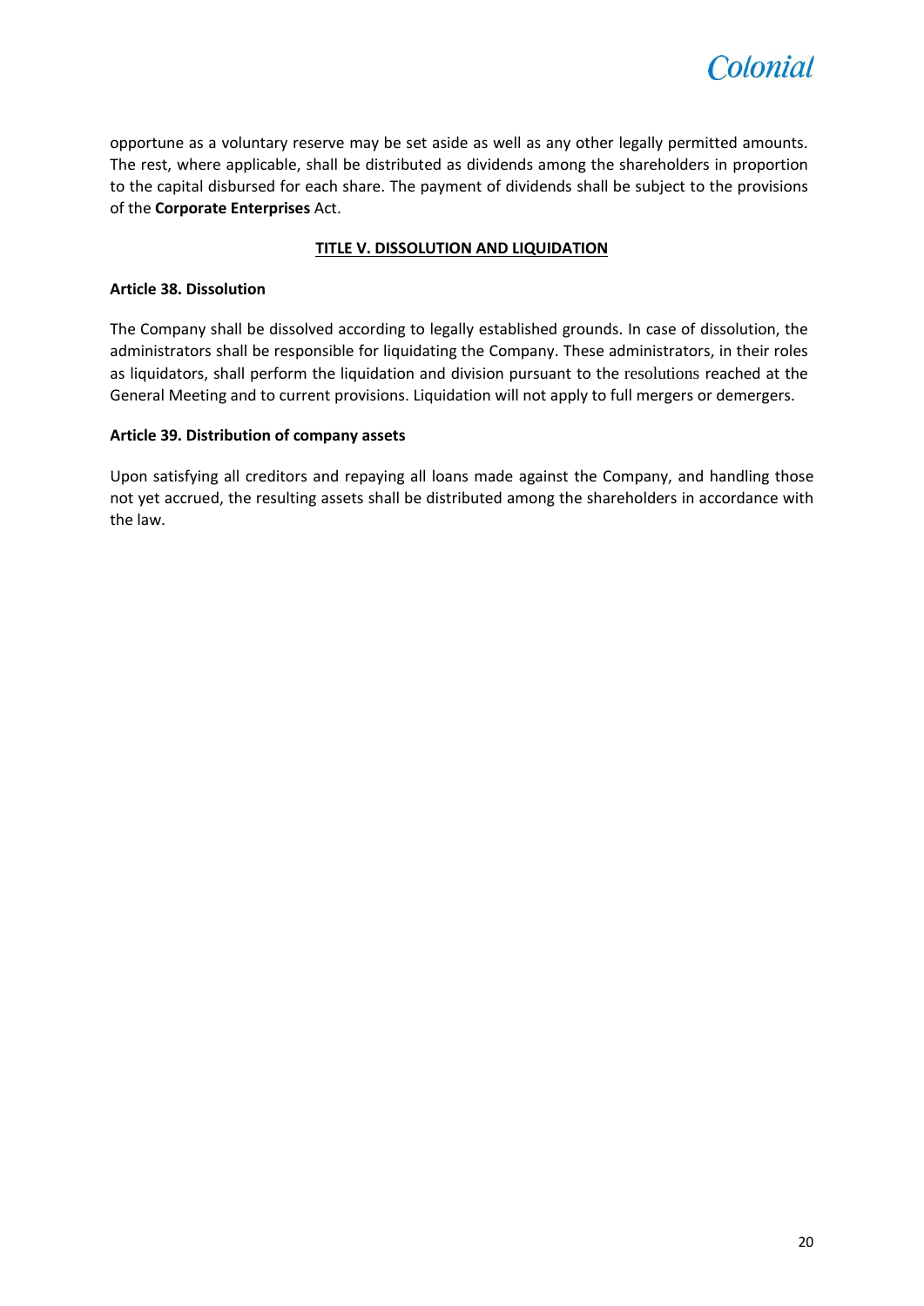opportune as a voluntary reserve may be set aside as well as any other legally permitted amounts. The rest, where applicable, shall be distributed as dividends among the shareholders in proportion to the capital disbursed for each share. The payment of dividends shall be subject to the provisions of the **Corporate Enterprises** Act.

## TITLE V. DISSOLUTION AND LIQUIDATION

### Article 38. Dissolution

The Company shall be dissolved according to legally established grounds. In case of dissolution, the administrators shall be responsible for liquidating the Company. These administrators, in their roles as liquidators, shall perform the liquidation and division pursuant to the resolutions reached at the General Meeting and to current provisions. Liquidation will not apply to full mergers or demergers.

### Article 39. Distribution of company assets

Upon satisfying all creditors and repaying all loans made against the Company, and handling those not yet accrued, the resulting assets shall be distributed among the shareholders in accordance with the law.